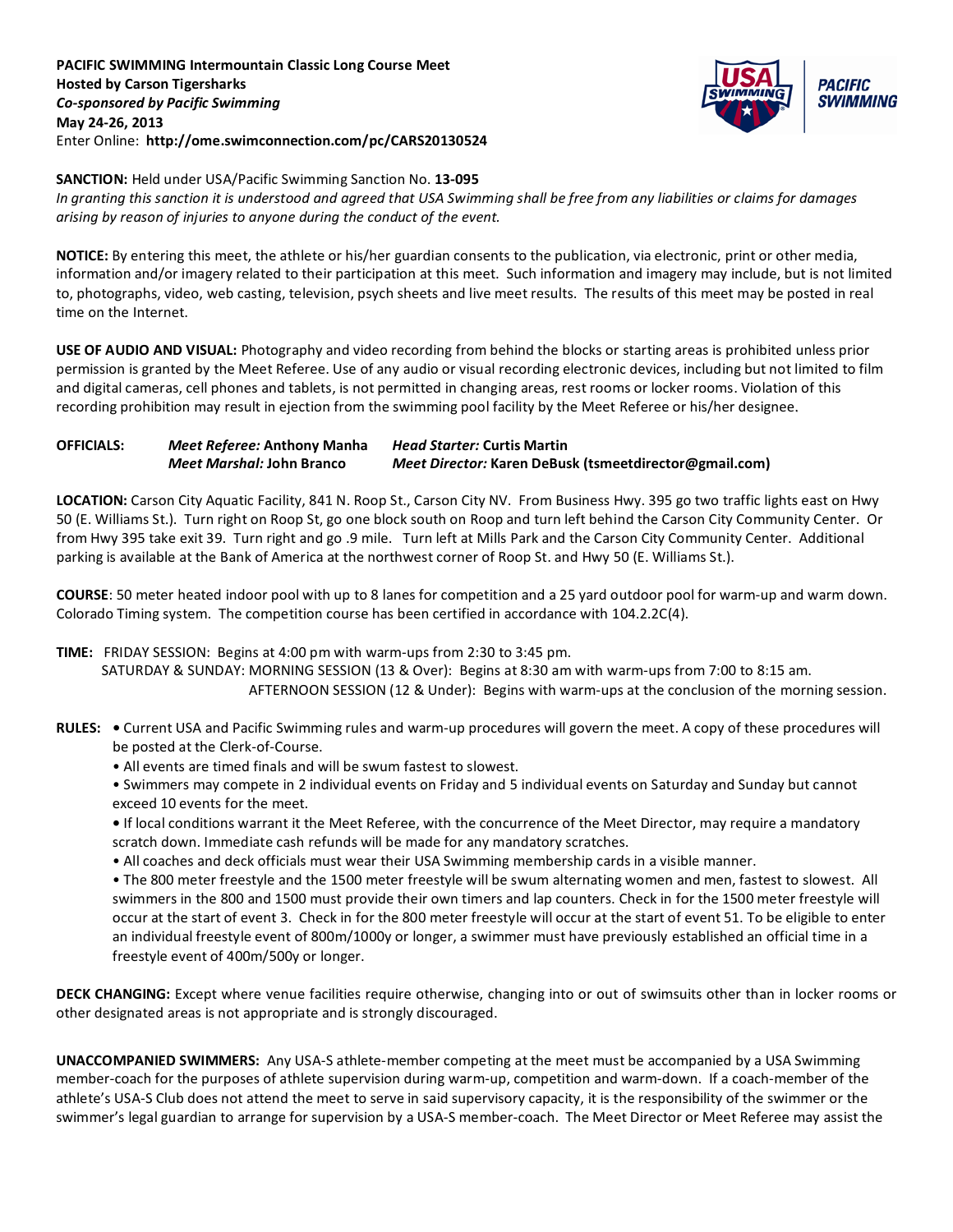**PACIFIC SWIMMING Intermountain Classic Long Course Meet**
**Hosted by Carson Tigersharks**
***Co-sponsored by Pacific Swimming***
**May 24-26, 2013**
Enter Online: **http://ome.swimconnection.com/pc/CARS20130524**

**SANCTION:** Held under USA/Pacific Swimming Sanction No. **13-095**
*In granting this sanction it is understood and agreed that USA Swimming shall be free from any liabilities or claims for damages arising by reason of injuries to anyone during the conduct of the event.*

**NOTICE:** By entering this meet, the athlete or his/her guardian consents to the publication, via electronic, print or other media, information and/or imagery related to their participation at this meet. Such information and imagery may include, but is not limited to, photographs, video, web casting, television, psych sheets and live meet results. The results of this meet may be posted in real time on the Internet.

**USE OF AUDIO AND VISUAL:** Photography and video recording from behind the blocks or starting areas is prohibited unless prior permission is granted by the Meet Referee. Use of any audio or visual recording electronic devices, including but not limited to film and digital cameras, cell phones and tablets, is not permitted in changing areas, rest rooms or locker rooms. Violation of this recording prohibition may result in ejection from the swimming pool facility by the Meet Referee or his/her designee.

**OFFICIALS:** *Meet Referee:* **Anthony Manha** *Head Starter:* **Curtis Martin**
*Meet Marshal:* **John Branco** *Meet Director:* **Karen DeBusk (tsmeetdirector@gmail.com)**

**LOCATION:** Carson City Aquatic Facility, 841 N. Roop St., Carson City NV. From Business Hwy. 395 go two traffic lights east on Hwy 50 (E. Williams St.). Turn right on Roop St, go one block south on Roop and turn left behind the Carson City Community Center. Or from Hwy 395 take exit 39. Turn right and go .9 mile. Turn left at Mills Park and the Carson City Community Center. Additional parking is available at the Bank of America at the northwest corner of Roop St. and Hwy 50 (E. Williams St.).

**COURSE**: 50 meter heated indoor pool with up to 8 lanes for competition and a 25 yard outdoor pool for warm-up and warm down. Colorado Timing system. The competition course has been certified in accordance with 104.2.2C(4).

**TIME:** FRIDAY SESSION: Begins at 4:00 pm with warm-ups from 2:30 to 3:45 pm.
SATURDAY & SUNDAY: MORNING SESSION (13 & Over): Begins at 8:30 am with warm-ups from 7:00 to 8:15 am.
AFTERNOON SESSION (12 & Under): Begins with warm-ups at the conclusion of the morning session.

**RULES:**
- Current USA and Pacific Swimming rules and warm-up procedures will govern the meet. A copy of these procedures will be posted at the Clerk-of-Course.
- All events are timed finals and will be swum fastest to slowest.
- Swimmers may compete in 2 individual events on Friday and 5 individual events on Saturday and Sunday but cannot exceed 10 events for the meet.
- If local conditions warrant it the Meet Referee, with the concurrence of the Meet Director, may require a mandatory scratch down. Immediate cash refunds will be made for any mandatory scratches.
- All coaches and deck officials must wear their USA Swimming membership cards in a visible manner.
- The 800 meter freestyle and the 1500 meter freestyle will be swum alternating women and men, fastest to slowest. All swimmers in the 800 and 1500 must provide their own timers and lap counters. Check in for the 1500 meter freestyle will occur at the start of event 3. Check in for the 800 meter freestyle will occur at the start of event 51. To be eligible to enter an individual freestyle event of 800m/1000y or longer, a swimmer must have previously established an official time in a freestyle event of 400m/500y or longer.

**DECK CHANGING:** Except where venue facilities require otherwise, changing into or out of swimsuits other than in locker rooms or other designated areas is not appropriate and is strongly discouraged.

**UNACCOMPANIED SWIMMERS:** Any USA-S athlete-member competing at the meet must be accompanied by a USA Swimming member-coach for the purposes of athlete supervision during warm-up, competition and warm-down. If a coach-member of the athlete's USA-S Club does not attend the meet to serve in said supervisory capacity, it is the responsibility of the swimmer or the swimmer's legal guardian to arrange for supervision by a USA-S member-coach. The Meet Director or Meet Referee may assist the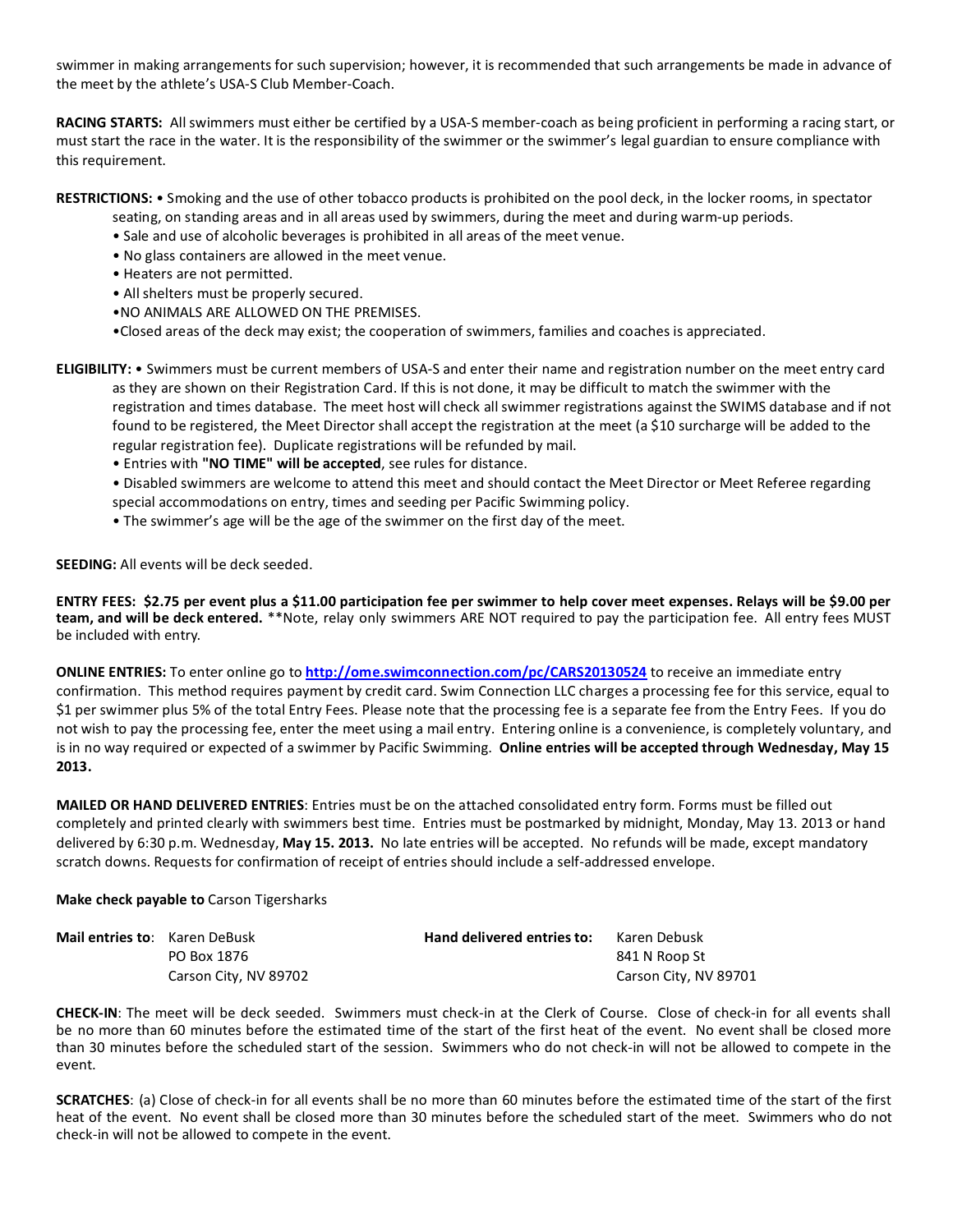swimmer in making arrangements for such supervision; however, it is recommended that such arrangements be made in advance of the meet by the athlete's USA-S Club Member-Coach.

**RACING STARTS:** All swimmers must either be certified by a USA-S member-coach as being proficient in performing a racing start, or must start the race in the water. It is the responsibility of the swimmer or the swimmer's legal guardian to ensure compliance with this requirement.

**RESTRICTIONS:** • Smoking and the use of other tobacco products is prohibited on the pool deck, in the locker rooms, in spectator seating, on standing areas and in all areas used by swimmers, during the meet and during warm-up periods.

- Sale and use of alcoholic beverages is prohibited in all areas of the meet venue.
- No glass containers are allowed in the meet venue.
- Heaters are not permitted.
- All shelters must be properly secured.
- NO ANIMALS ARE ALLOWED ON THE PREMISES.
- Closed areas of the deck may exist; the cooperation of swimmers, families and coaches is appreciated.

**ELIGIBILITY:** • Swimmers must be current members of USA-S and enter their name and registration number on the meet entry card as they are shown on their Registration Card. If this is not done, it may be difficult to match the swimmer with the registration and times database. The meet host will check all swimmer registrations against the SWIMS database and if not found to be registered, the Meet Director shall accept the registration at the meet (a $10 surcharge will be added to the regular registration fee). Duplicate registrations will be refunded by mail.

- Entries with **"NO TIME" will be accepted**, see rules for distance.
- Disabled swimmers are welcome to attend this meet and should contact the Meet Director or Meet Referee regarding special accommodations on entry, times and seeding per Pacific Swimming policy.
- The swimmer's age will be the age of the swimmer on the first day of the meet.

**SEEDING:** All events will be deck seeded.

**ENTRY FEES: $2.75 per event plus a $11.00 participation fee per swimmer to help cover meet expenses. Relays will be $9.00 per team, and will be deck entered.** **Note, relay only swimmers ARE NOT required to pay the participation fee. All entry fees MUST be included with entry.

**ONLINE ENTRIES:** To enter online go to **http://ome.swimconnection.com/pc/CARS20130524** to receive an immediate entry confirmation. This method requires payment by credit card. Swim Connection LLC charges a processing fee for this service, equal to $1 per swimmer plus 5% of the total Entry Fees. Please note that the processing fee is a separate fee from the Entry Fees. If you do not wish to pay the processing fee, enter the meet using a mail entry. Entering online is a convenience, is completely voluntary, and is in no way required or expected of a swimmer by Pacific Swimming. **Online entries will be accepted through Wednesday, May 15 2013.**

**MAILED OR HAND DELIVERED ENTRIES**: Entries must be on the attached consolidated entry form. Forms must be filled out completely and printed clearly with swimmers best time. Entries must be postmarked by midnight, Monday, May 13. 2013 or hand delivered by 6:30 p.m. Wednesday, **May 15. 2013.** No late entries will be accepted. No refunds will be made, except mandatory scratch downs. Requests for confirmation of receipt of entries should include a self-addressed envelope.

**Make check payable to** Carson Tigersharks

| **Mail entries to**: | Karen DeBusk | **Hand delivered entries to:** | Karen Debusk |
|---|---|---|---|
| | PO Box 1876 | | 841 N Roop St |
| | Carson City, NV 89702 | | Carson City, NV 89701 |

**CHECK-IN**: The meet will be deck seeded. Swimmers must check-in at the Clerk of Course. Close of check-in for all events shall be no more than 60 minutes before the estimated time of the start of the first heat of the event. No event shall be closed more than 30 minutes before the scheduled start of the session. Swimmers who do not check-in will not be allowed to compete in the event.

**SCRATCHES**: (a) Close of check-in for all events shall be no more than 60 minutes before the estimated time of the start of the first heat of the event. No event shall be closed more than 30 minutes before the scheduled start of the meet. Swimmers who do not check-in will not be allowed to compete in the event.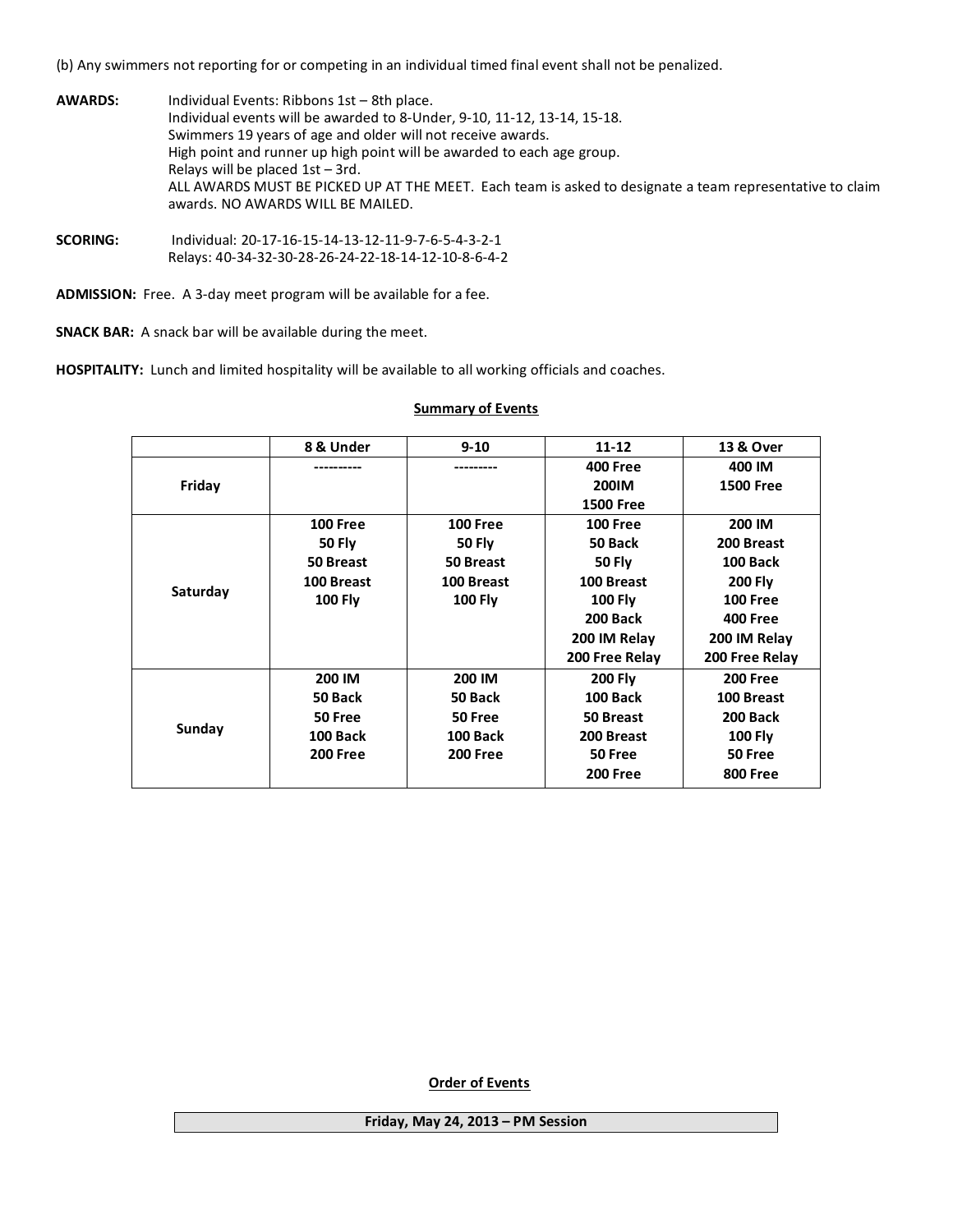(b) Any swimmers not reporting for or competing in an individual timed final event shall not be penalized.

**AWARDS:** Individual Events: Ribbons 1st – 8th place.
Individual events will be awarded to 8-Under, 9-10, 11-12, 13-14, 15-18.
Swimmers 19 years of age and older will not receive awards.
High point and runner up high point will be awarded to each age group.
Relays will be placed 1st – 3rd.
ALL AWARDS MUST BE PICKED UP AT THE MEET. Each team is asked to designate a team representative to claim awards. NO AWARDS WILL BE MAILED.

**SCORING:** Individual: 20-17-16-15-14-13-12-11-9-7-6-5-4-3-2-1
Relays: 40-34-32-30-28-26-24-22-18-14-12-10-8-6-4-2

**ADMISSION:** Free. A 3-day meet program will be available for a fee.

**SNACK BAR:** A snack bar will be available during the meet.

**HOSPITALITY:** Lunch and limited hospitality will be available to all working officials and coaches.

## Summary of Events

| | 8 & Under | 9-10 | 11-12 | 13 & Over |
|---|---|---|---|---|
| Friday | ---------- | --------- | 400 Free<br>200IM<br>1500 Free | 400 IM<br>1500 Free |
| Saturday | 100 Free<br>50 Fly<br>50 Breast<br>100 Breast<br>100 Fly | 100 Free<br>50 Fly<br>50 Breast<br>100 Breast<br>100 Fly | 100 Free<br>50 Back<br>50 Fly<br>100 Breast<br>100 Fly<br>200 Back<br>200 IM Relay<br>200 Free Relay | 200 IM<br>200 Breast<br>100 Back<br>200 Fly<br>100 Free<br>400 Free<br>200 IM Relay<br>200 Free Relay |
| Sunday | 200 IM<br>50 Back<br>50 Free<br>100 Back<br>200 Free | 200 IM<br>50 Back<br>50 Free<br>100 Back<br>200 Free | 200 Fly<br>100 Back<br>50 Breast<br>200 Breast<br>50 Free<br>200 Free | 200 Free<br>100 Breast<br>200 Back<br>100 Fly<br>50 Free<br>800 Free |

## Order of Events

| Friday, May 24, 2013 – PM Session |
|---|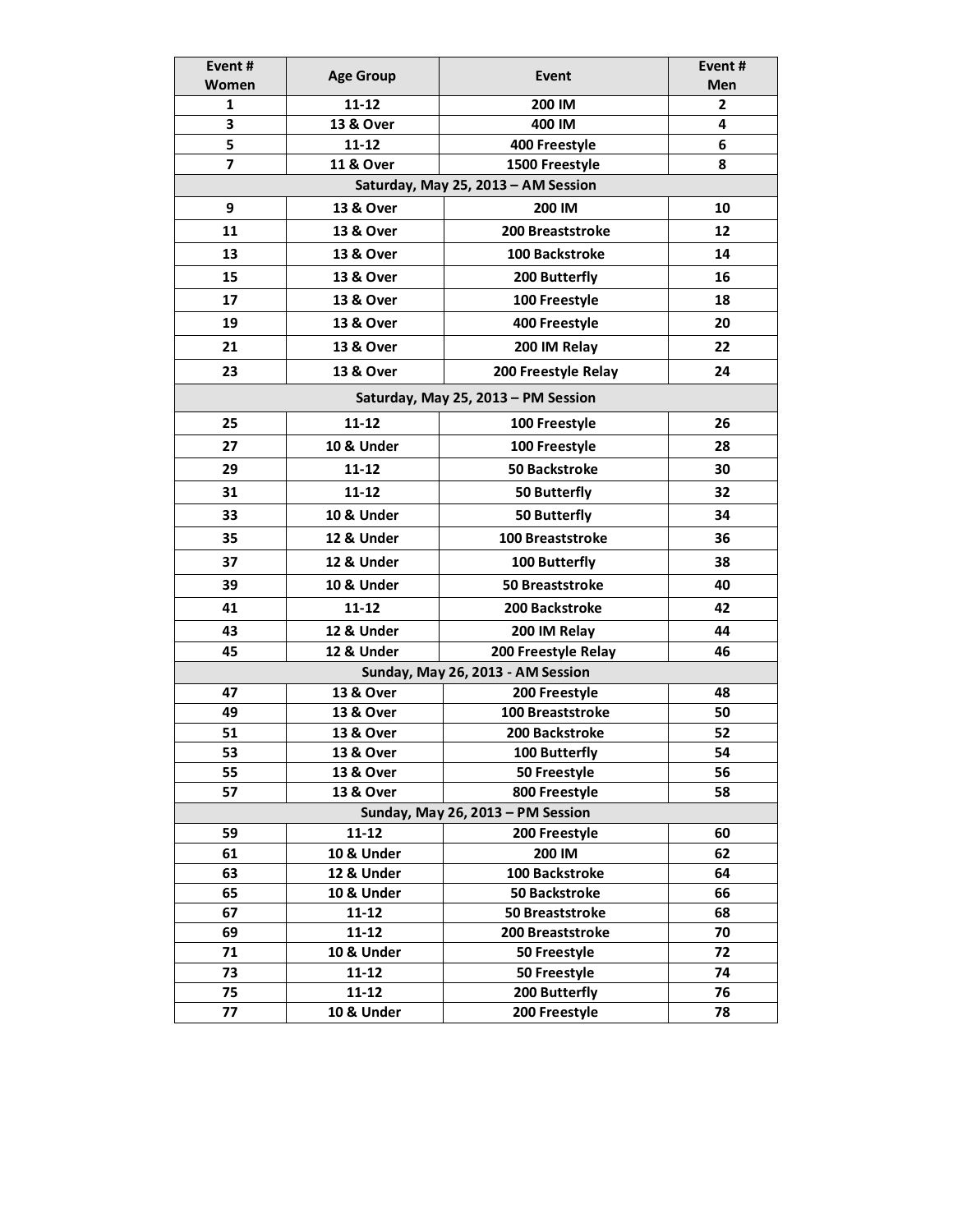| Event # Women | Age Group | Event | Event # Men |
|---|---|---|---|
| 1 | 11-12 | 200 IM | 2 |
| 3 | 13 & Over | 400 IM | 4 |
| 5 | 11-12 | 400 Freestyle | 6 |
| 7 | 11 & Over | 1500 Freestyle | 8 |
| **Saturday, May 25, 2013 – AM Session** | | | |
| 9 | 13 & Over | 200 IM | 10 |
| 11 | 13 & Over | 200 Breaststroke | 12 |
| 13 | 13 & Over | 100 Backstroke | 14 |
| 15 | 13 & Over | 200 Butterfly | 16 |
| 17 | 13 & Over | 100 Freestyle | 18 |
| 19 | 13 & Over | 400 Freestyle | 20 |
| 21 | 13 & Over | 200 IM Relay | 22 |
| 23 | 13 & Over | 200 Freestyle Relay | 24 |
| **Saturday, May 25, 2013 – PM Session** | | | |
| 25 | 11-12 | 100 Freestyle | 26 |
| 27 | 10 & Under | 100 Freestyle | 28 |
| 29 | 11-12 | 50 Backstroke | 30 |
| 31 | 11-12 | 50 Butterfly | 32 |
| 33 | 10 & Under | 50 Butterfly | 34 |
| 35 | 12 & Under | 100 Breaststroke | 36 |
| 37 | 12 & Under | 100 Butterfly | 38 |
| 39 | 10 & Under | 50 Breaststroke | 40 |
| 41 | 11-12 | 200 Backstroke | 42 |
| 43 | 12 & Under | 200 IM Relay | 44 |
| 45 | 12 & Under | 200 Freestyle Relay | 46 |
| **Sunday, May 26, 2013 - AM Session** | | | |
| 47 | 13 & Over | 200 Freestyle | 48 |
| 49 | 13 & Over | 100 Breaststroke | 50 |
| 51 | 13 & Over | 200 Backstroke | 52 |
| 53 | 13 & Over | 100 Butterfly | 54 |
| 55 | 13 & Over | 50 Freestyle | 56 |
| 57 | 13 & Over | 800 Freestyle | 58 |
| **Sunday, May 26, 2013 – PM Session** | | | |
| 59 | 11-12 | 200 Freestyle | 60 |
| 61 | 10 & Under | 200 IM | 62 |
| 63 | 12 & Under | 100 Backstroke | 64 |
| 65 | 10 & Under | 50 Backstroke | 66 |
| 67 | 11-12 | 50 Breaststroke | 68 |
| 69 | 11-12 | 200 Breaststroke | 70 |
| 71 | 10 & Under | 50 Freestyle | 72 |
| 73 | 11-12 | 50 Freestyle | 74 |
| 75 | 11-12 | 200 Butterfly | 76 |
| 77 | 10 & Under | 200 Freestyle | 78 |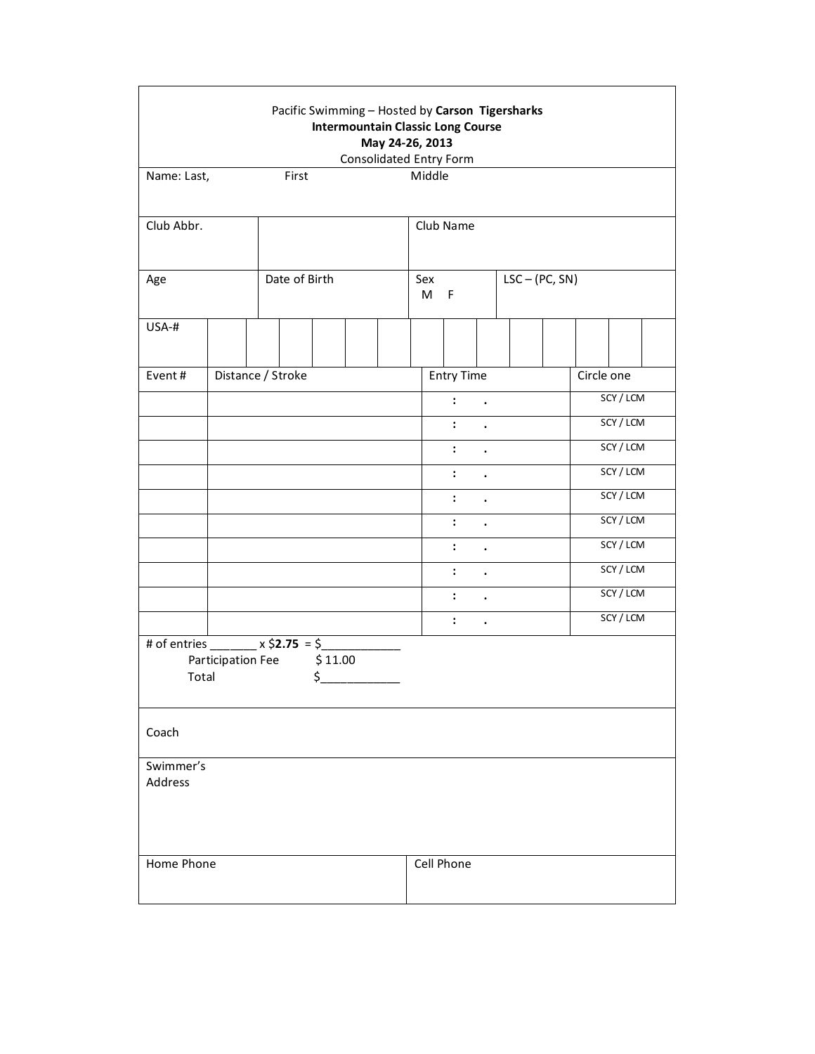Pacific Swimming – Hosted by **Carson Tigersharks**

**Intermountain Classic Long Course**

**May 24-26, 2013**

Consolidated Entry Form

| | | | |
|---|---|---|---|
| Name: Last, First Middle | | | |
| Club Abbr. | | Club Name | |
| Age | Date of Birth | Sex M F | LSC – (PC, SN) |

| | | | | | | | | | | | | | | |
|---|---|---|---|---|---|---|---|---|---|---|---|---|---|---|
| USA-# | | | | | | | | | | | | | | |

| Event # | Distance / Stroke | Entry Time | Circle one |
|---|---|---|---|
| | | : . | SCY / LCM |
| | | : . | SCY / LCM |
| | | : . | SCY / LCM |
| | | : . | SCY / LCM |
| | | : . | SCY / LCM |
| | | : . | SCY / LCM |
| | | : . | SCY / LCM |
| | | : . | SCY / LCM |
| | | : . | SCY / LCM |
| | | : . | SCY / LCM |

# of entries _______ x $**2.75** = $____________

Participation Fee $ 11.00

Total $____________

| | |
|---|---|
| Coach | |
| Swimmer's Address | |
| Home Phone | Cell Phone |